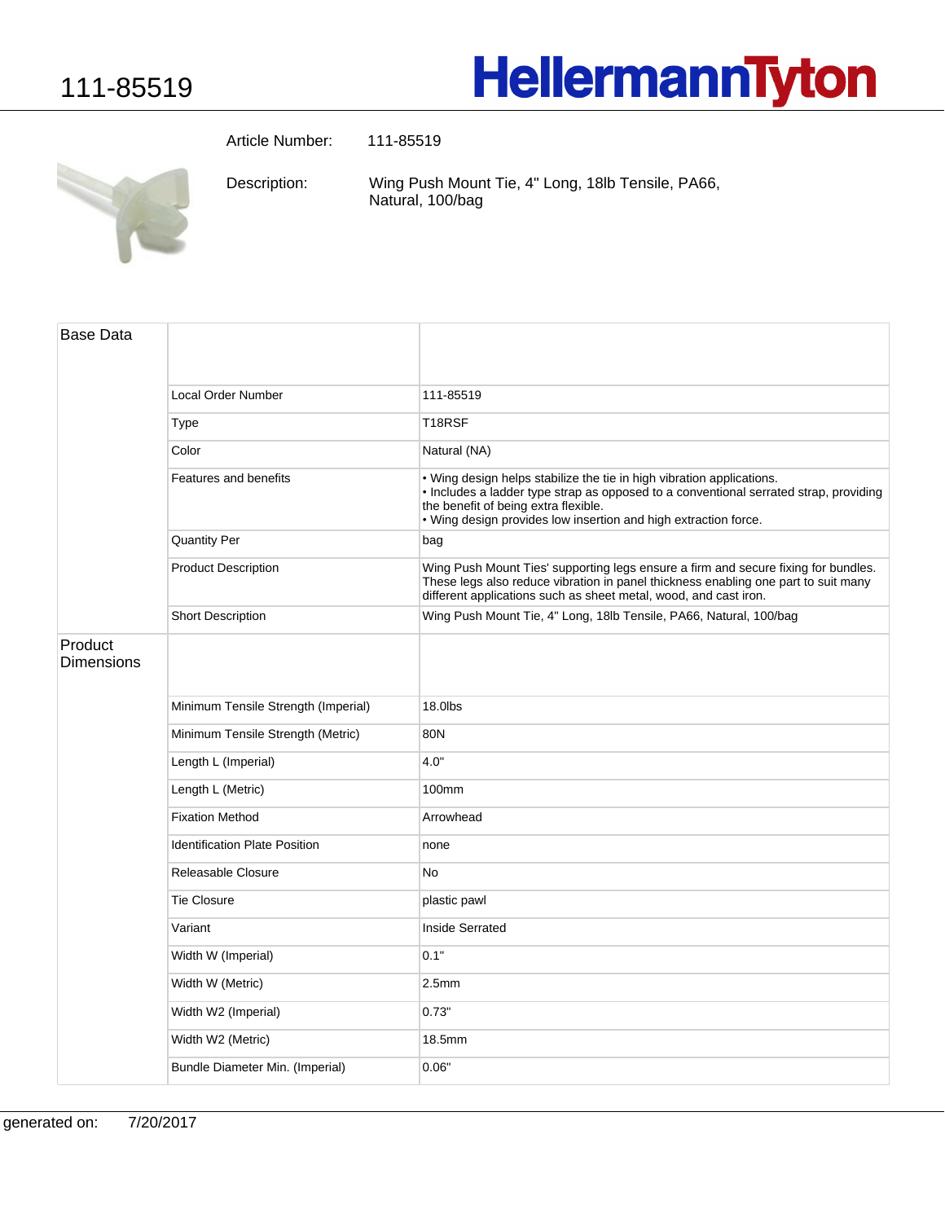# 111-85519

HellermannTyton

Article Number: 111-85519

Description: Wing Push Mount Tie, 4" Long, 18lb Tensile, PA66, Natural, 100/bag

| | | |
|---|---|---|
| Base Data | | |
| | Local Order Number | 111-85519 |
| | Type | T18RSF |
| | Color | Natural (NA) |
| | Features and benefits | • Wing design helps stabilize the tie in high vibration applications.<br>• Includes a ladder type strap as opposed to a conventional serrated strap, providing the benefit of being extra flexible.<br>• Wing design provides low insertion and high extraction force. |
| | Quantity Per | bag |
| | Product Description | Wing Push Mount Ties' supporting legs ensure a firm and secure fixing for bundles. These legs also reduce vibration in panel thickness enabling one part to suit many different applications such as sheet metal, wood, and cast iron. |
| | Short Description | Wing Push Mount Tie, 4" Long, 18lb Tensile, PA66, Natural, 100/bag |
| Product Dimensions | | |
| | Minimum Tensile Strength (Imperial) | 18.0lbs |
| | Minimum Tensile Strength (Metric) | 80N |
| | Length L (Imperial) | 4.0" |
| | Length L (Metric) | 100mm |
| | Fixation Method | Arrowhead |
| | Identification Plate Position | none |
| | Releasable Closure | No |
| | Tie Closure | plastic pawl |
| | Variant | Inside Serrated |
| | Width W (Imperial) | 0.1" |
| | Width W (Metric) | 2.5mm |
| | Width W2 (Imperial) | 0.73" |
| | Width W2 (Metric) | 18.5mm |
| | Bundle Diameter Min. (Imperial) | 0.06" |

generated on: 7/20/2017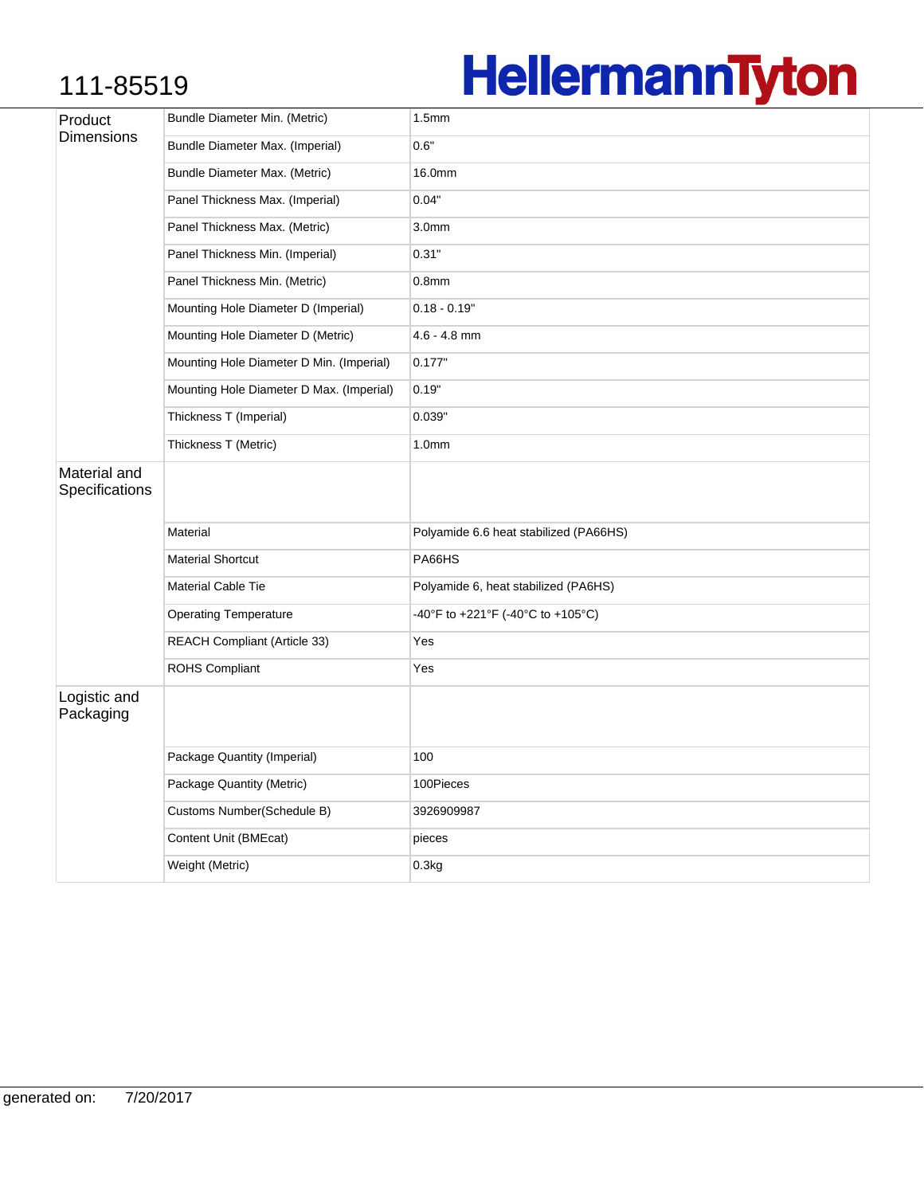| | | |
|---|---|---|
| Product Dimensions | Bundle Diameter Min. (Metric) | 1.5mm |
| | Bundle Diameter Max. (Imperial) | 0.6" |
| | Bundle Diameter Max. (Metric) | 16.0mm |
| | Panel Thickness Max. (Imperial) | 0.04" |
| | Panel Thickness Max. (Metric) | 3.0mm |
| | Panel Thickness Min. (Imperial) | 0.31" |
| | Panel Thickness Min. (Metric) | 0.8mm |
| | Mounting Hole Diameter D (Imperial) | 0.18 - 0.19" |
| | Mounting Hole Diameter D (Metric) | 4.6 - 4.8 mm |
| | Mounting Hole Diameter D Min. (Imperial) | 0.177" |
| | Mounting Hole Diameter D Max. (Imperial) | 0.19" |
| | Thickness T (Imperial) | 0.039" |
| | Thickness T (Metric) | 1.0mm |
| Material and Specifications | | |
| | Material | Polyamide 6.6 heat stabilized (PA66HS) |
| | Material Shortcut | PA66HS |
| | Material Cable Tie | Polyamide 6, heat stabilized (PA6HS) |
| | Operating Temperature | -40°F to +221°F (-40°C to +105°C) |
| | REACH Compliant (Article 33) | Yes |
| | ROHS Compliant | Yes |
| Logistic and Packaging | | |
| | Package Quantity (Imperial) | 100 |
| | Package Quantity (Metric) | 100Pieces |
| | Customs Number(Schedule B) | 3926909987 |
| | Content Unit (BMEcat) | pieces |
| | Weight (Metric) | 0.3kg |